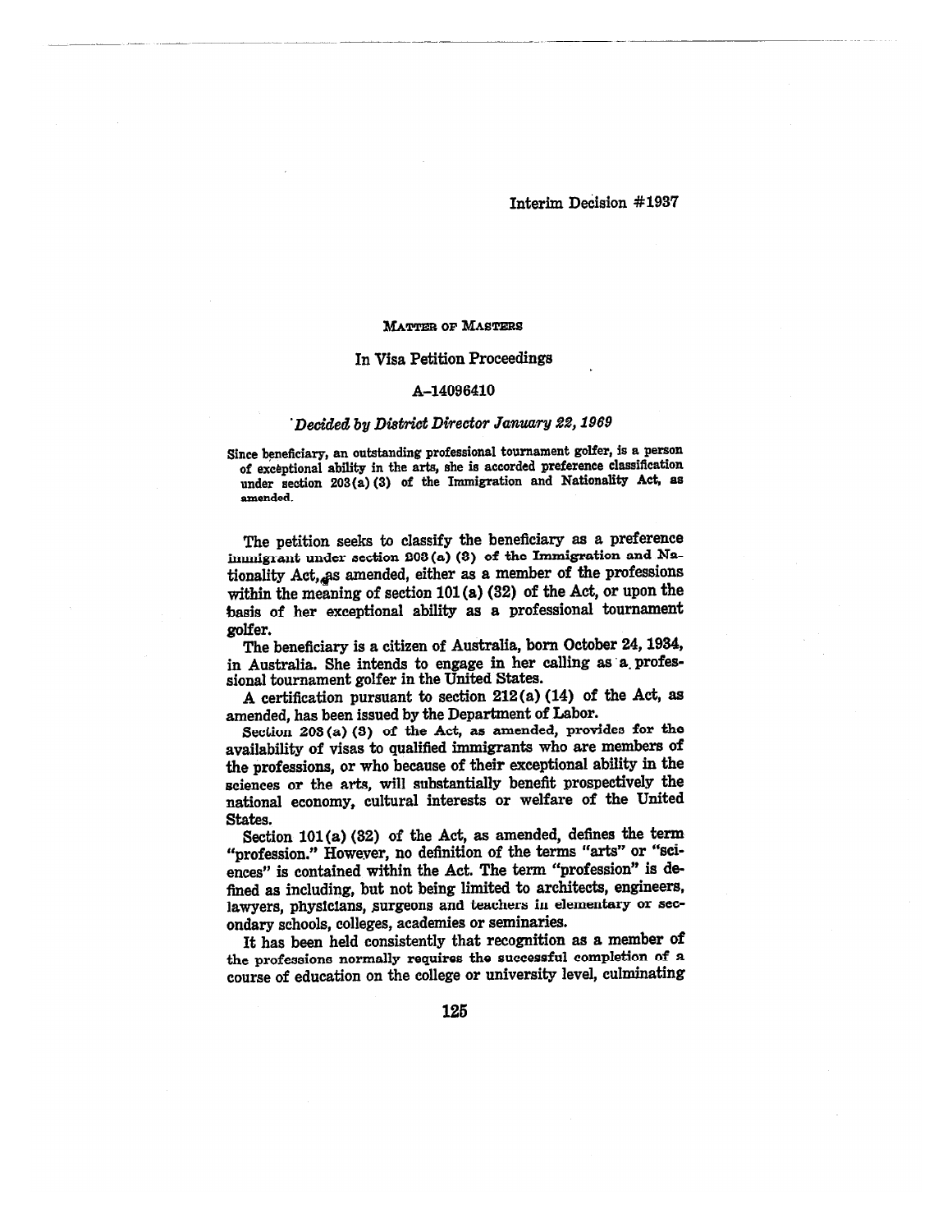Interim Decision #1937

MATTER OF MASTERS

In Visa Petition Proceedings

A-14096410

*Decided by District Director January 22, 1969*

**Since beneficiary, an outstanding professional tournament golfer, is a person of exceptional ability in the arts, she is accorded preference classification under section 203(a)(3) of the Immigration and Nationality Act, as amended.**

The petition seeks to classify the beneficiary as a preference immigrant under section 203(a)(3) of the Immigration and Nationality Act, as amended, either as a member of the professions within the meaning of section 101(a)(32) of the Act, or upon the basis of her exceptional ability as a professional tournament golfer.

The beneficiary is a citizen of Australia, born October 24, 1934, in Australia. She intends to engage in her calling as a professional tournament golfer in the United States.

A certification pursuant to section 212(a)(14) of the Act, as amended, has been issued by the Department of Labor.

Section 203(a)(3) of the Act, as amended, provides for the availability of visas to qualified immigrants who are members of the professions, or who because of their exceptional ability in the sciences or the arts, will substantially benefit prospectively the national economy, cultural interests or welfare of the United States.

Section 101(a)(32) of the Act, as amended, defines the term "profession." However, no definition of the terms "arts" or "sciences" is contained within the Act. The term "profession" is defined as including, but not being limited to architects, engineers, lawyers, physicians, surgeons and teachers in elementary or secondary schools, colleges, academies or seminaries.

It has been held consistently that recognition as a member of the professions normally requires the successful completion of a course of education on the college or university level, culminating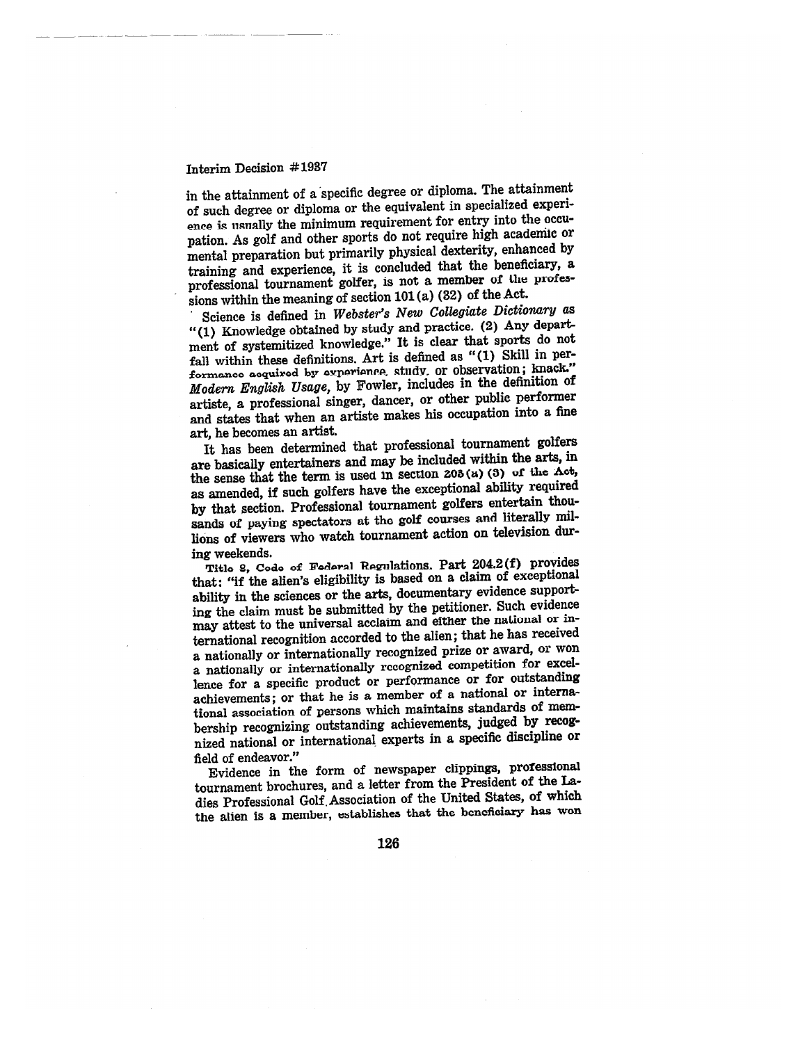in the attainment of a specific degree or diploma. The attainment of such degree or diploma or the equivalent in specialized experience is usually the minimum requirement for entry into the occupation. As golf and other sports do not require high academic or mental preparation but primarily physical dexterity, enhanced by training and experience, it is concluded that the beneficiary, a professional tournament golfer, is not a member of the professions within the meaning of section 101(a)(32) of the Act.

Science is defined in *Webster's New Collegiate Dictionary* as "(1) Knowledge obtained by study and practice. (2) Any department of systemitized knowledge." It is clear that sports do not fall within these definitions. Art is defined as "(1) Skill in performance acquired by experience, study, or observation; knack." *Modern English Usage,* by Fowler, includes in the definition of artiste, a professional singer, dancer, or other public performer and states that when an artiste makes his occupation into a fine art, he becomes an artist.

It has been determined that professional tournament golfers are basically entertainers and may be included within the arts, in the sense that the term is used in section 203(a)(3) of the Act, as amended, if such golfers have the exceptional ability required by that section. Professional tournament golfers entertain thousands of paying spectators at the golf courses and literally millions of viewers who watch tournament action on television during weekends.

Title 8, Code of Federal Regulations. Part 204.2(f) provides that: "if the alien's eligibility is based on a claim of exceptional ability in the sciences or the arts, documentary evidence supporting the claim must be submitted by the petitioner. Such evidence may attest to the universal acclaim and either the national or international recognition accorded to the alien; that he has received a nationally or internationally recognized prize or award, or won a nationally or internationally recognized competition for excellence for a specific product or performance or for outstanding achievements; or that he is a member of a national or international association of persons which maintains standards of membership recognizing outstanding achievements, judged by recognized national or international experts in a specific discipline or field of endeavor."

Evidence in the form of newspaper clippings, professional tournament brochures, and a letter from the President of the Ladies Professional Golf Association of the United States, of which the alien is a member, establishes that the beneficiary has won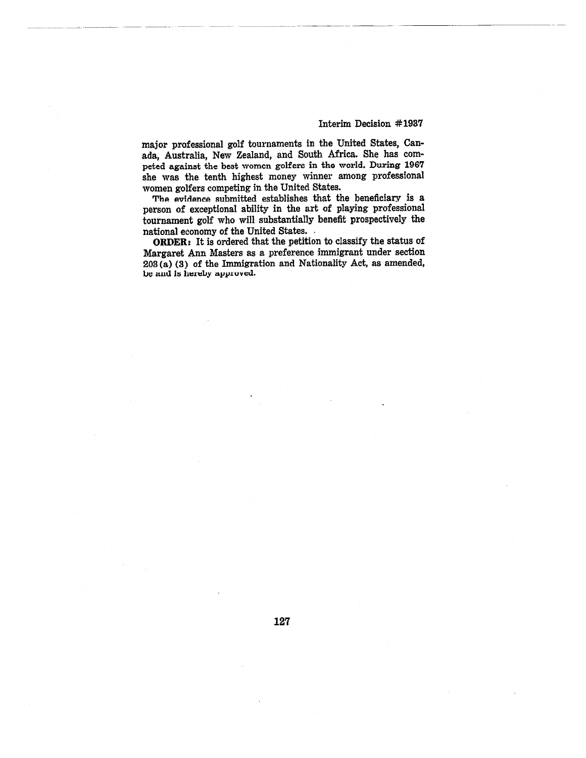major professional golf tournaments in the United States, Canada, Australia, New Zealand, and South Africa. She has competed against the best women golfers in the world. During 1967 she was the tenth highest money winner among professional women golfers competing in the United States.

The evidence submitted establishes that the beneficiary is a person of exceptional ability in the art of playing professional tournament golf who will substantially benefit prospectively the national economy of the United States.

**ORDER:** It is ordered that the petition to classify the status of Margaret Ann Masters as a preference immigrant under section 203(a)(3) of the Immigration and Nationality Act, as amended, be and is hereby approved.